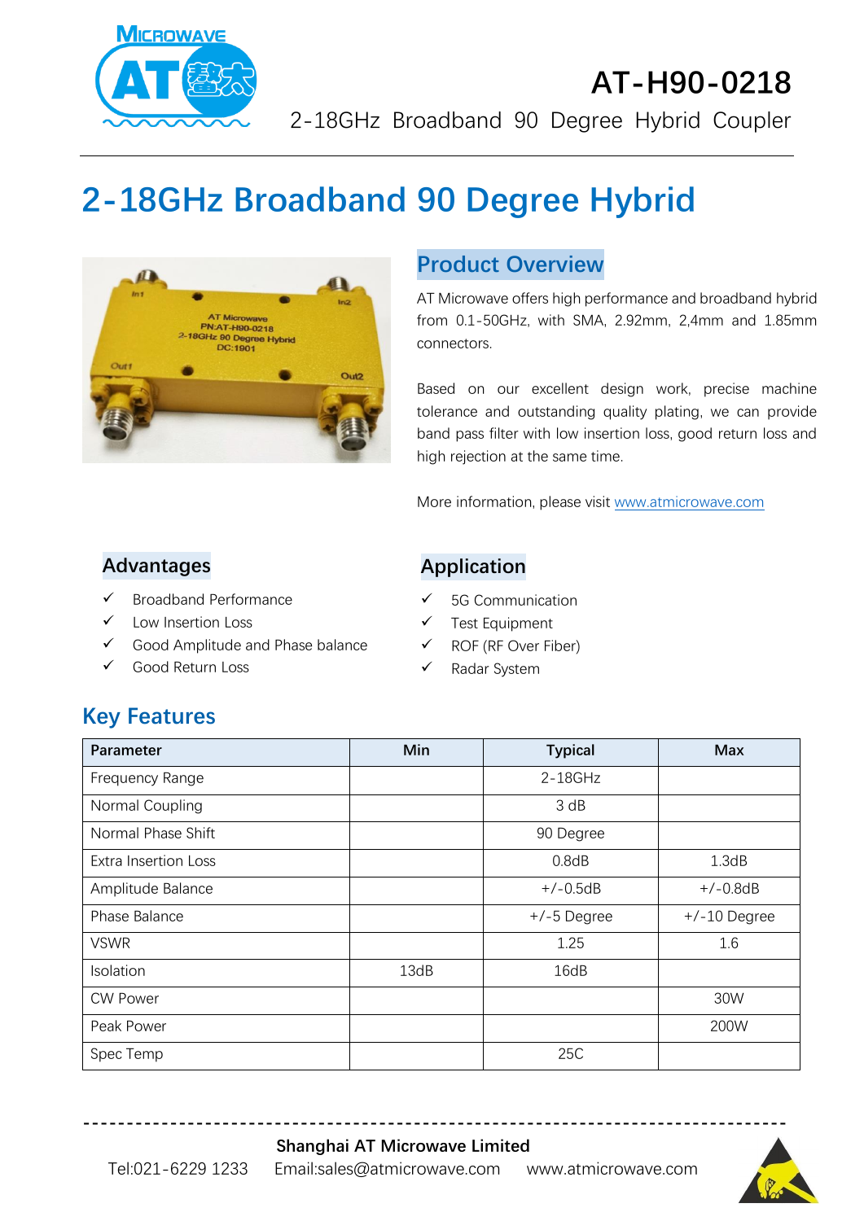# AT-H90-0218

2-18GHz Broadband 90 Degree Hybrid Coupler

# 2-18GHz Broadband 90 Degree Hybrid

## Product Overview

AT Microwave offers high performance and broadband hybrid from 0.1-50GHz, with SMA, 2.92mm, 2,4mm and 1.85mm connectors.

Based on our excellent design work, precise machine tolerance and outstanding quality plating, we can provide band pass filter with low insertion loss, good return loss and high rejection at the same time.

More information, please visit www.atmicrowave.com

## Advantages

- ✓ Broadband Performance
- ✓ Low Insertion Loss
- ✓ Good Amplitude and Phase balance
- ✓ Good Return Loss

## Application

- ✓ 5G Communication
- ✓ Test Equipment
- ✓ ROF (RF Over Fiber)
- ✓ Radar System

## Key Features

| Parameter | Min | Typical | Max |
|---|---|---|---|
| Frequency Range | | 2-18GHz | |
| Normal Coupling | | 3 dB | |
| Normal Phase Shift | | 90 Degree | |
| Extra Insertion Loss | | 0.8dB | 1.3dB |
| Amplitude Balance | | +/-0.5dB | +/-0.8dB |
| Phase Balance | | +/-5 Degree | +/-10 Degree |
| VSWR | | 1.25 | 1.6 |
| Isolation | 13dB | 16dB | |
| CW Power | | | 30W |
| Peak Power | | | 200W |
| Spec Temp | | 25C | |

**Shanghai AT Microwave Limited**

Tel:021-6229 1233 Email:sales@atmicrowave.com www.atmicrowave.com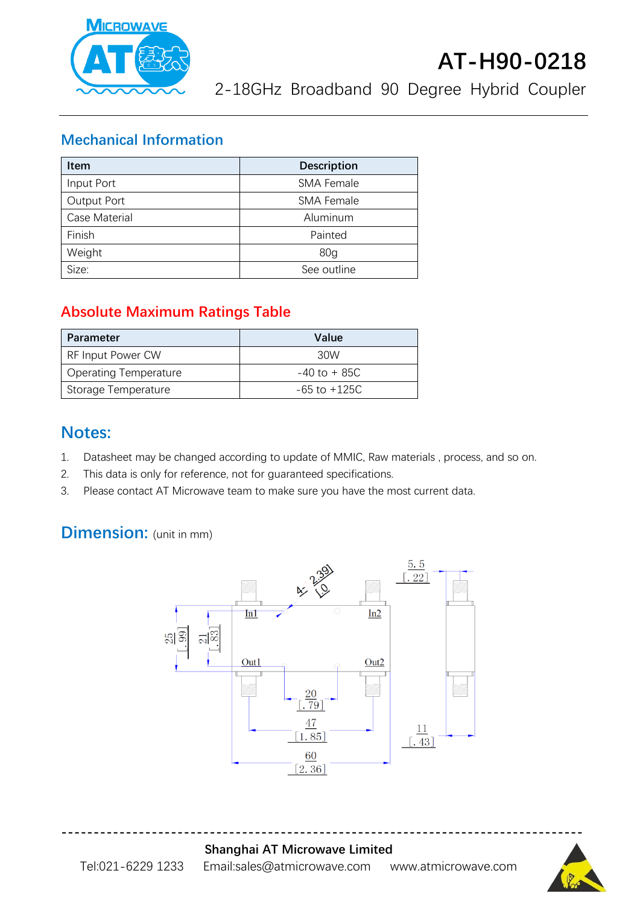# AT-H90-0218

2-18GHz Broadband 90 Degree Hybrid Coupler

## Mechanical Information

| Item | Description |
|---|---|
| Input Port | SMA Female |
| Output Port | SMA Female |
| Case Material | Aluminum |
| Finish | Painted |
| Weight | 80g |
| Size: | See outline |

## Absolute Maximum Ratings Table

| Parameter | Value |
|---|---|
| RF Input Power CW | 30W |
| Operating Temperature | -40 to + 85C |
| Storage Temperature | -65 to +125C |

## Notes:

1. Datasheet may be changed according to update of MMIC, Raw materials , process, and so on.
2. This data is only for reference, not for guaranteed specifications.
3. Please contact AT Microwave team to make sure you have the most current data.

## Dimension: (unit in mm)

4- 2.39 [.0

In1 In2 Out1 Out2

25 [.99] 21 [.83] 20 [.79] 47 [1.85] 60 [2.36] 5.5 [.22] 11 [.43]

Shanghai AT Microwave Limited

Tel:021-6229 1233 Email:sales@atmicrowave.com www.atmicrowave.com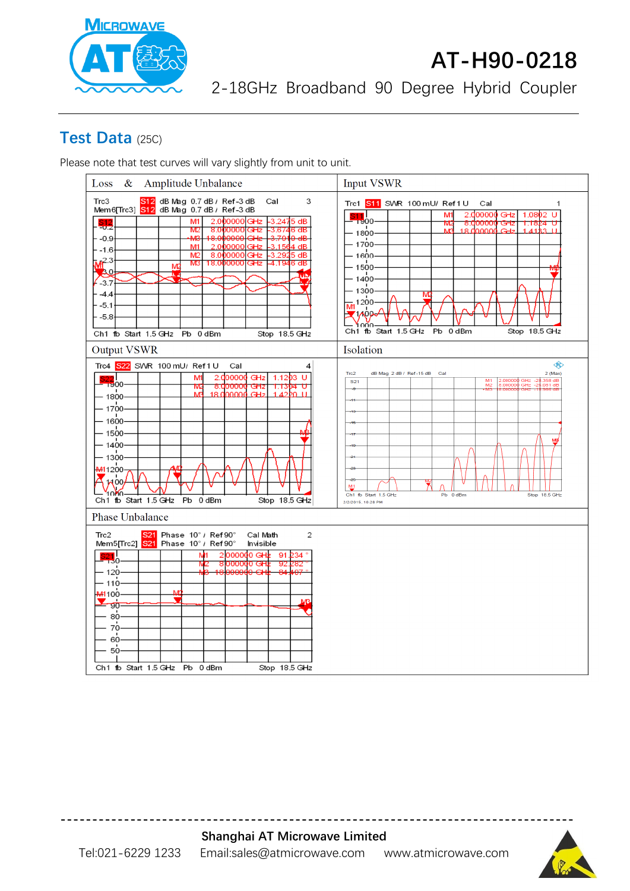# AT-H90-0218

2-18GHz Broadband 90 Degree Hybrid Coupler

## Test Data (25C)

Please note that test curves will vary slightly from unit to unit.

### Loss & Amplitude Unbalance

Trc3 S12 dB Mag 0.7 dB / Ref -3 dB Cal 3
Mem6[Trc3] S12 dB Mag 0.7 dB / Ref -3 dB

M1 2.000000 GHz -3.2475 dB
M2 8.000000 GHz -3.6746 dB
M3 18.000000 GHz -3.7010 dB
M1 2.000000 GHz -3.1564 dB
M2 8.000000 GHz -3.2925 dB
M3 18.000000 GHz -4.1946 dB

-0.2, -0.9, -1.6, -2.3, -3.0, -3.7, -4.4, -5.1, -5.8

Ch1 fb Start 1.5 GHz Pb 0 dBm Stop 18.5 GHz

### Input VSWR

Trc1 S11 SWR 100 mU/ Ref 1 U Cal 1

M1 2.000000 GHz 1.0802 U
M2 8.000000 GHz 1.1824 U
M3 18.000000 GHz 1.4133 U

1900, 1800, 1700, 1600, 1500, 1400, 1300, 1200, 1100, 1000

Ch1 fb Start 1.5 GHz Pb 0 dBm Stop 18.5 GHz

### Output VSWR

Trc4 S22 SWR 100 mU/ Ref 1 U Cal 4

M1 2.000000 GHz 1.1203 U
M2 8.000000 GHz 1.1304 U
M3 18.000000 GHz 1.4220 U

1900, 1800, 1700, 1600, 1500, 1400, 1300, 1200, 1100, 1000

Ch1 fb Start 1.5 GHz Pb 0 dBm Stop 18.5 GHz

### Isolation

Trc2 dB Mag 2 dB / Ref -15 dB Cal 2 (Max)

S21

M1 2.000000 GHz -28.358 dB
M2 8.000000 GHz -23.081 dB
M3 18.000000 GHz -17.336 dB

Ch1 fb Start 1.5 GHz Pb 0 dBm Stop 18.5 GHz

2/2/2015, 10:28 PM

### Phase Unbalance

Trc2 S21 Phase 10° / Ref 90° Cal Math 2
Mem5[Trc2] S21 Phase 10° / Ref 90° Invisible

M1 2.000000 GHz 91.234 °
M2 8.000000 GHz 92.282 °
M3 18.000000 GHz 84.407 °

130, 120, 110, 100, 90, 80, 70, 60, 50

Ch1 fb Start 1.5 GHz Pb 0 dBm Stop 18.5 GHz

---

**Shanghai AT Microwave Limited**

Tel:021-6229 1233 Email:sales@atmicrowave.com www.atmicrowave.com